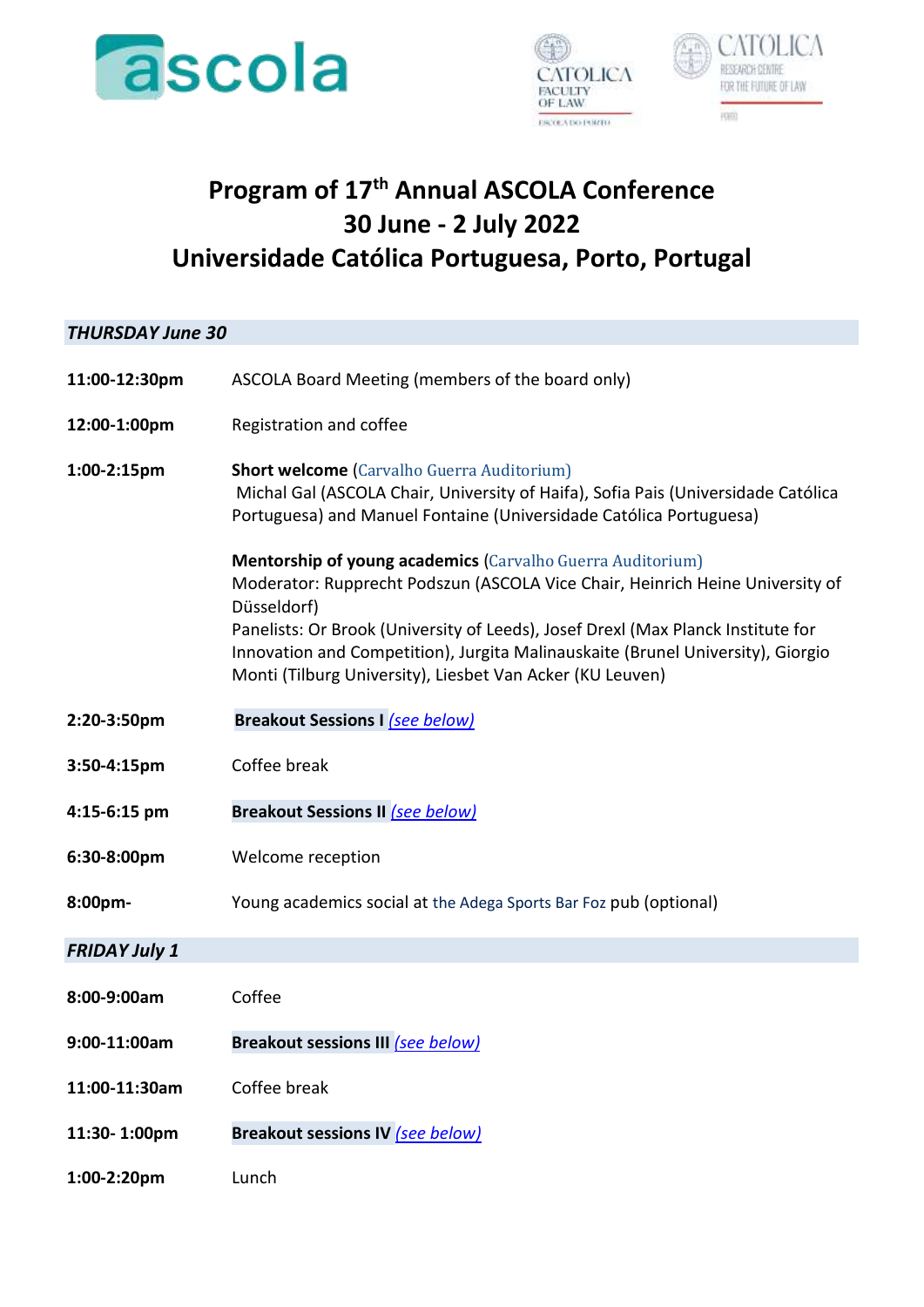# Program of 17th Annual ASCOLA Conference
# 30 June - 2 July 2022
# Universidade Católica Portuguesa, Porto, Portugal

### *THURSDAY June 30*

| | |
|---|---|
| **11:00-12:30pm** | ASCOLA Board Meeting (members of the board only) |
| **12:00-1:00pm** | Registration and coffee |
| **1:00-2:15pm** | **Short welcome** (Carvalho Guerra Auditorium)<br>Michal Gal (ASCOLA Chair, University of Haifa), Sofia Pais (Universidade Católica Portuguesa) and Manuel Fontaine (Universidade Católica Portuguesa)<br><br>**Mentorship of young academics** (Carvalho Guerra Auditorium)<br>Moderator: Rupprecht Podszun (ASCOLA Vice Chair, Heinrich Heine University of Düsseldorf)<br>Panelists: Or Brook (University of Leeds), Josef Drexl (Max Planck Institute for Innovation and Competition), Jurgita Malinauskaite (Brunel University), Giorgio Monti (Tilburg University), Liesbet Van Acker (KU Leuven) |
| **2:20-3:50pm** | **Breakout Sessions I** *(see below)* |
| **3:50-4:15pm** | Coffee break |
| **4:15-6:15 pm** | **Breakout Sessions II** *(see below)* |
| **6:30-8:00pm** | Welcome reception |
| **8:00pm-** | Young academics social at the Adega Sports Bar Foz pub (optional) |

### *FRIDAY July 1*

| | |
|---|---|
| **8:00-9:00am** | Coffee |
| **9:00-11:00am** | **Breakout sessions III** *(see below)* |
| **11:00-11:30am** | Coffee break |
| **11:30- 1:00pm** | **Breakout sessions IV** *(see below)* |
| **1:00-2:20pm** | Lunch |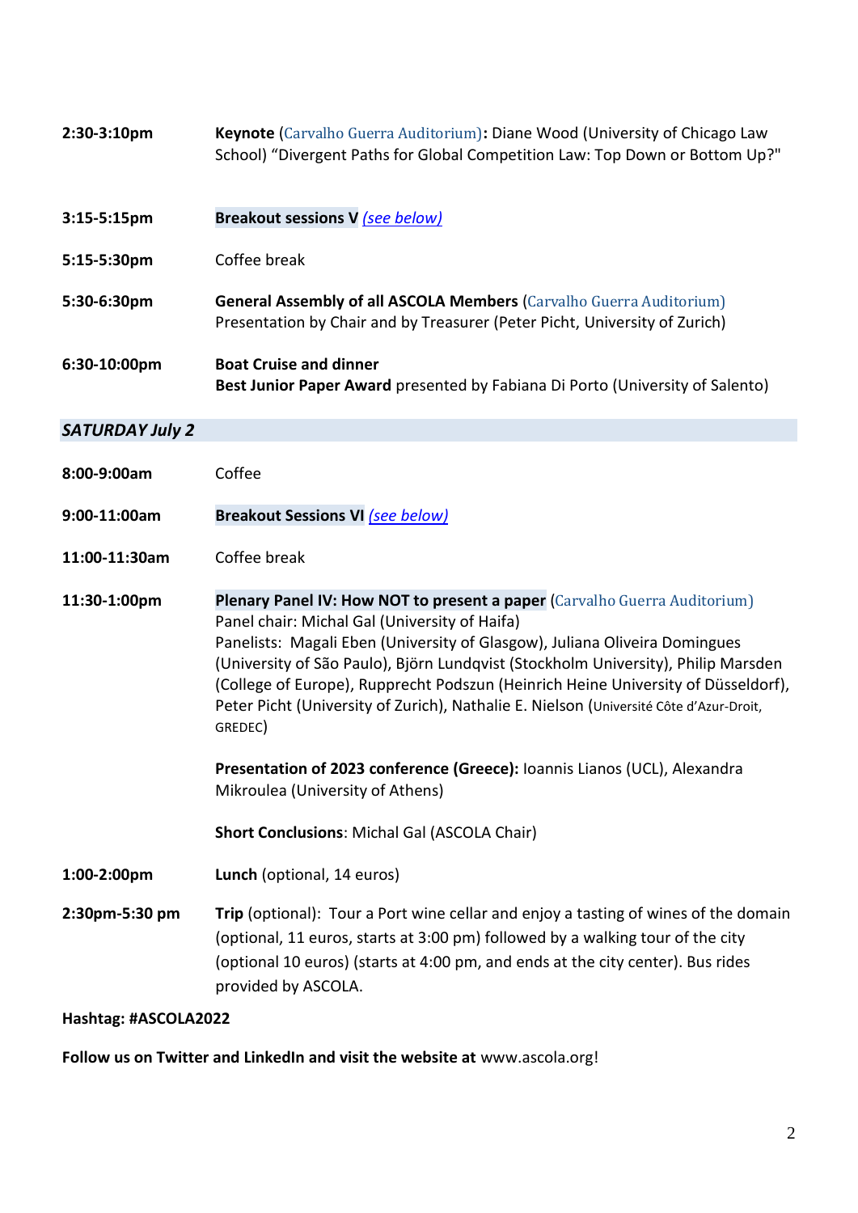**2:30-3:10pm** **Keynote** (Carvalho Guerra Auditorium)**:** Diane Wood (University of Chicago Law School) "Divergent Paths for Global Competition Law: Top Down or Bottom Up?"

**3:15-5:15pm** **Breakout sessions V** *(see below)*

**5:15-5:30pm** Coffee break

**5:30-6:30pm** **General Assembly of all ASCOLA Members** (Carvalho Guerra Auditorium)
Presentation by Chair and by Treasurer (Peter Picht, University of Zurich)

**6:30-10:00pm** **Boat Cruise and dinner**
**Best Junior Paper Award** presented by Fabiana Di Porto (University of Salento)

## *SATURDAY July 2*

**8:00-9:00am** Coffee

**9:00-11:00am** **Breakout Sessions VI** *(see below)*

**11:00-11:30am** Coffee break

**11:30-1:00pm** **Plenary Panel IV: How NOT to present a paper** (Carvalho Guerra Auditorium)
Panel chair: Michal Gal (University of Haifa)
Panelists: Magali Eben (University of Glasgow), Juliana Oliveira Domingues (University of São Paulo), Björn Lundqvist (Stockholm University), Philip Marsden (College of Europe), Rupprecht Podszun (Heinrich Heine University of Düsseldorf), Peter Picht (University of Zurich), Nathalie E. Nielson (Université Côte d'Azur-Droit, GREDEC)

**Presentation of 2023 conference (Greece):** Ioannis Lianos (UCL), Alexandra Mikroulea (University of Athens)

**Short Conclusions**: Michal Gal (ASCOLA Chair)

**1:00-2:00pm** **Lunch** (optional, 14 euros)

**2:30pm-5:30 pm** **Trip** (optional): Tour a Port wine cellar and enjoy a tasting of wines of the domain (optional, 11 euros, starts at 3:00 pm) followed by a walking tour of the city (optional 10 euros) (starts at 4:00 pm, and ends at the city center). Bus rides provided by ASCOLA.

**Hashtag: #ASCOLA2022**

**Follow us on Twitter and LinkedIn and visit the website at** www.ascola.org!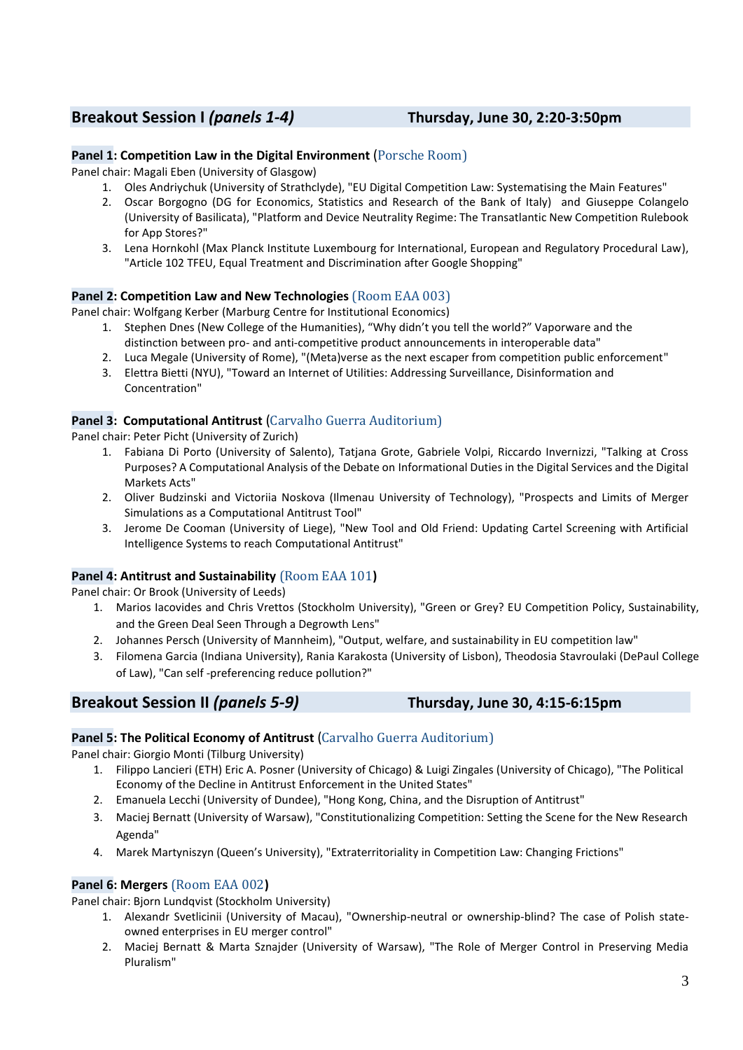## Breakout Session I *(panels 1-4)* Thursday, June 30, 2:20-3:50pm

**Panel 1: Competition Law in the Digital Environment** (Porsche Room)

Panel chair: Magali Eben (University of Glasgow)

1. Oles Andriychuk (University of Strathclyde), "EU Digital Competition Law: Systematising the Main Features"
2. Oscar Borgogno (DG for Economics, Statistics and Research of the Bank of Italy) and Giuseppe Colangelo (University of Basilicata), "Platform and Device Neutrality Regime: The Transatlantic New Competition Rulebook for App Stores?"
3. Lena Hornkohl (Max Planck Institute Luxembourg for International, European and Regulatory Procedural Law), "Article 102 TFEU, Equal Treatment and Discrimination after Google Shopping"

**Panel 2: Competition Law and New Technologies** (Room EAA 003)

Panel chair: Wolfgang Kerber (Marburg Centre for Institutional Economics)

1. Stephen Dnes (New College of the Humanities), "Why didn't you tell the world?" Vaporware and the distinction between pro- and anti-competitive product announcements in interoperable data"
2. Luca Megale (University of Rome), "(Meta)verse as the next escaper from competition public enforcement"
3. Elettra Bietti (NYU), "Toward an Internet of Utilities: Addressing Surveillance, Disinformation and Concentration"

**Panel 3: Computational Antitrust** (Carvalho Guerra Auditorium)

Panel chair: Peter Picht (University of Zurich)

1. Fabiana Di Porto (University of Salento), Tatjana Grote, Gabriele Volpi, Riccardo Invernizzi, "Talking at Cross Purposes? A Computational Analysis of the Debate on Informational Duties in the Digital Services and the Digital Markets Acts"
2. Oliver Budzinski and Victoriia Noskova (Ilmenau University of Technology), "Prospects and Limits of Merger Simulations as a Computational Antitrust Tool"
3. Jerome De Cooman (University of Liege), "New Tool and Old Friend: Updating Cartel Screening with Artificial Intelligence Systems to reach Computational Antitrust"

**Panel 4: Antitrust and Sustainability** (Room EAA 101**)**

Panel chair: Or Brook (University of Leeds)

1. Marios Iacovides and Chris Vrettos (Stockholm University), "Green or Grey? EU Competition Policy, Sustainability, and the Green Deal Seen Through a Degrowth Lens"
2. Johannes Persch (University of Mannheim), "Output, welfare, and sustainability in EU competition law"
3. Filomena Garcia (Indiana University), Rania Karakosta (University of Lisbon), Theodosia Stavroulaki (DePaul College of Law), "Can self -preferencing reduce pollution?"

## Breakout Session II *(panels 5-9)* Thursday, June 30, 4:15-6:15pm

**Panel 5: The Political Economy of Antitrust** (Carvalho Guerra Auditorium)

Panel chair: Giorgio Monti (Tilburg University)

1. Filippo Lancieri (ETH) Eric A. Posner (University of Chicago) & Luigi Zingales (University of Chicago), "The Political Economy of the Decline in Antitrust Enforcement in the United States"
2. Emanuela Lecchi (University of Dundee), "Hong Kong, China, and the Disruption of Antitrust"
3. Maciej Bernatt (University of Warsaw), "Constitutionalizing Competition: Setting the Scene for the New Research Agenda"
4. Marek Martyniszyn (Queen's University), "Extraterritoriality in Competition Law: Changing Frictions"

**Panel 6: Mergers** (Room EAA 002**)**

Panel chair: Bjorn Lundqvist (Stockholm University)

1. Alexandr Svetlicinii (University of Macau), "Ownership-neutral or ownership-blind? The case of Polish state-owned enterprises in EU merger control"
2. Maciej Bernatt & Marta Sznajder (University of Warsaw), "The Role of Merger Control in Preserving Media Pluralism"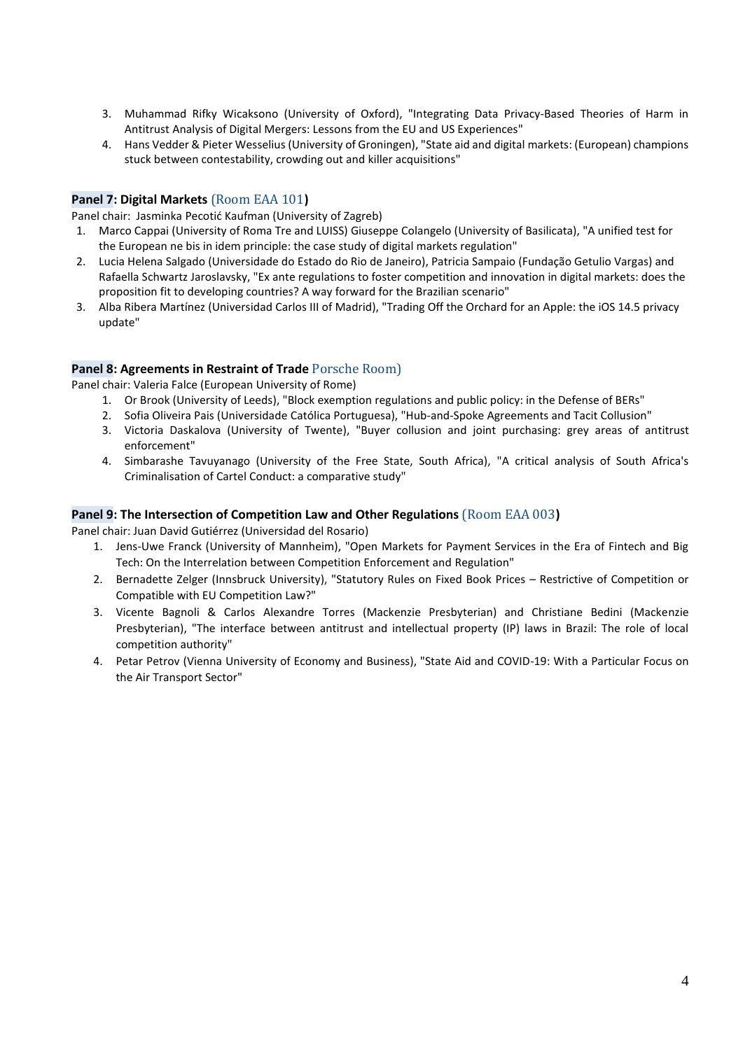3. Muhammad Rifky Wicaksono (University of Oxford), "Integrating Data Privacy-Based Theories of Harm in Antitrust Analysis of Digital Mergers: Lessons from the EU and US Experiences"
4. Hans Vedder & Pieter Wesselius (University of Groningen), "State aid and digital markets: (European) champions stuck between contestability, crowding out and killer acquisitions"

**Panel 7: Digital Markets** (Room EAA 101**)**

Panel chair: Jasminka Pecotić Kaufman (University of Zagreb)

1. Marco Cappai (University of Roma Tre and LUISS) Giuseppe Colangelo (University of Basilicata), "A unified test for the European ne bis in idem principle: the case study of digital markets regulation"
2. Lucia Helena Salgado (Universidade do Estado do Rio de Janeiro), Patricia Sampaio (Fundação Getulio Vargas) and Rafaella Schwartz Jaroslavsky, "Ex ante regulations to foster competition and innovation in digital markets: does the proposition fit to developing countries? A way forward for the Brazilian scenario"
3. Alba Ribera Martínez (Universidad Carlos III of Madrid), "Trading Off the Orchard for an Apple: the iOS 14.5 privacy update"

**Panel 8: Agreements in Restraint of Trade** Porsche Room)

Panel chair: Valeria Falce (European University of Rome)

1. Or Brook (University of Leeds), "Block exemption regulations and public policy: in the Defense of BERs"
2. Sofia Oliveira Pais (Universidade Católica Portuguesa), "Hub-and-Spoke Agreements and Tacit Collusion"
3. Victoria Daskalova (University of Twente), "Buyer collusion and joint purchasing: grey areas of antitrust enforcement"
4. Simbarashe Tavuyanago (University of the Free State, South Africa), "A critical analysis of South Africa's Criminalisation of Cartel Conduct: a comparative study"

**Panel 9: The Intersection of Competition Law and Other Regulations** (Room EAA 003**)**

Panel chair: Juan David Gutiérrez (Universidad del Rosario)

1. Jens-Uwe Franck (University of Mannheim), "Open Markets for Payment Services in the Era of Fintech and Big Tech: On the Interrelation between Competition Enforcement and Regulation"
2. Bernadette Zelger (Innsbruck University), "Statutory Rules on Fixed Book Prices – Restrictive of Competition or Compatible with EU Competition Law?"
3. Vicente Bagnoli & Carlos Alexandre Torres (Mackenzie Presbyterian) and Christiane Bedini (Mackenzie Presbyterian), "The interface between antitrust and intellectual property (IP) laws in Brazil: The role of local competition authority"
4. Petar Petrov (Vienna University of Economy and Business), "State Aid and COVID-19: With a Particular Focus on the Air Transport Sector"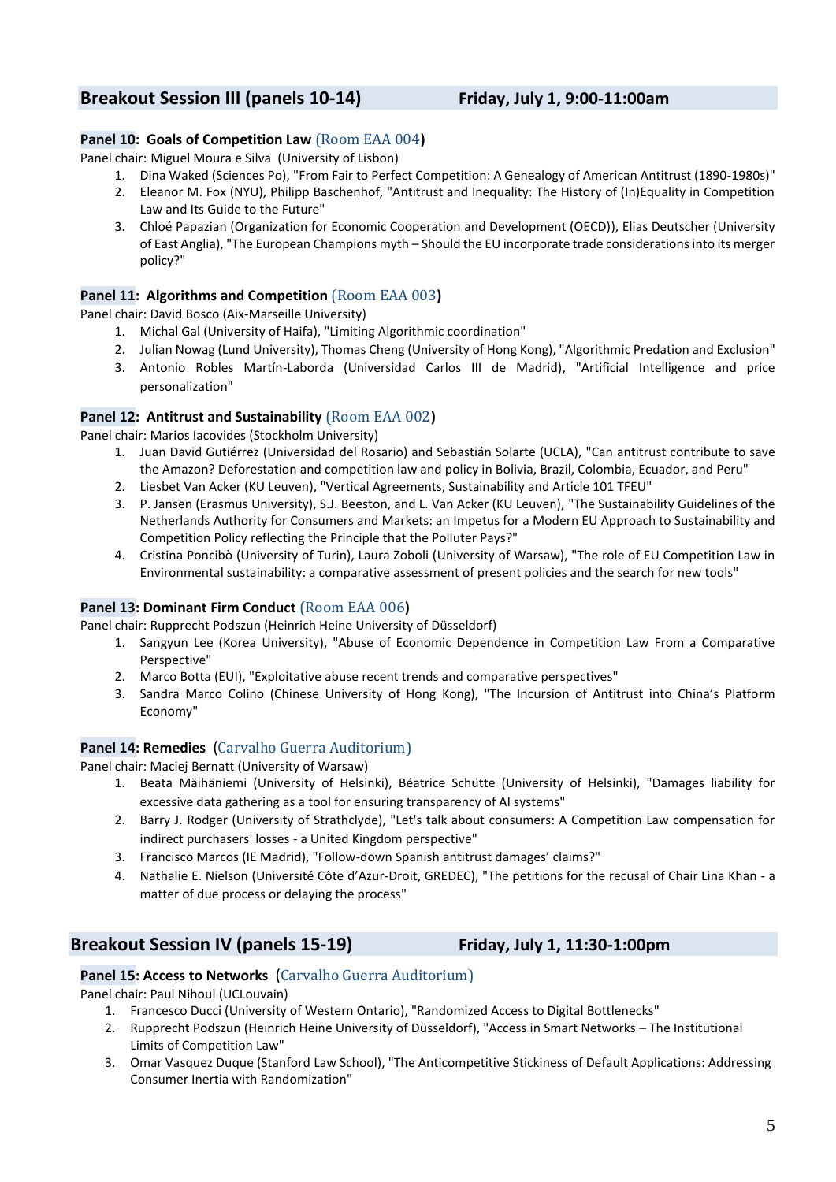## Breakout Session III (panels 10-14) — Friday, July 1, 9:00-11:00am

### Panel 10: Goals of Competition Law (Room EAA 004)

Panel chair: Miguel Moura e Silva (University of Lisbon)

1. Dina Waked (Sciences Po), "From Fair to Perfect Competition: A Genealogy of American Antitrust (1890-1980s)"
2. Eleanor M. Fox (NYU), Philipp Baschenhof, "Antitrust and Inequality: The History of (In)Equality in Competition Law and Its Guide to the Future"
3. Chloé Papazian (Organization for Economic Cooperation and Development (OECD)), Elias Deutscher (University of East Anglia), "The European Champions myth – Should the EU incorporate trade considerations into its merger policy?"

### Panel 11: Algorithms and Competition (Room EAA 003)

Panel chair: David Bosco (Aix-Marseille University)

1. Michal Gal (University of Haifa), "Limiting Algorithmic coordination"
2. Julian Nowag (Lund University), Thomas Cheng (University of Hong Kong), "Algorithmic Predation and Exclusion"
3. Antonio Robles Martín-Laborda (Universidad Carlos III de Madrid), "Artificial Intelligence and price personalization"

### Panel 12: Antitrust and Sustainability (Room EAA 002)

Panel chair: Marios Iacovides (Stockholm University)

1. Juan David Gutiérrez (Universidad del Rosario) and Sebastián Solarte (UCLA), "Can antitrust contribute to save the Amazon? Deforestation and competition law and policy in Bolivia, Brazil, Colombia, Ecuador, and Peru"
2. Liesbet Van Acker (KU Leuven), "Vertical Agreements, Sustainability and Article 101 TFEU"
3. P. Jansen (Erasmus University), S.J. Beeston, and L. Van Acker (KU Leuven), "The Sustainability Guidelines of the Netherlands Authority for Consumers and Markets: an Impetus for a Modern EU Approach to Sustainability and Competition Policy reflecting the Principle that the Polluter Pays?"
4. Cristina Poncibò (University of Turin), Laura Zoboli (University of Warsaw), "The role of EU Competition Law in Environmental sustainability: a comparative assessment of present policies and the search for new tools"

### Panel 13: Dominant Firm Conduct (Room EAA 006)

Panel chair: Rupprecht Podszun (Heinrich Heine University of Düsseldorf)

1. Sangyun Lee (Korea University), "Abuse of Economic Dependence in Competition Law From a Comparative Perspective"
2. Marco Botta (EUI), "Exploitative abuse recent trends and comparative perspectives"
3. Sandra Marco Colino (Chinese University of Hong Kong), "The Incursion of Antitrust into China's Platform Economy"

### Panel 14: Remedies (Carvalho Guerra Auditorium)

Panel chair: Maciej Bernatt (University of Warsaw)

1. Beata Mäihäniemi (University of Helsinki), Béatrice Schütte (University of Helsinki), "Damages liability for excessive data gathering as a tool for ensuring transparency of AI systems"
2. Barry J. Rodger (University of Strathclyde), "Let's talk about consumers: A Competition Law compensation for indirect purchasers' losses - a United Kingdom perspective"
3. Francisco Marcos (IE Madrid), "Follow-down Spanish antitrust damages' claims?"
4. Nathalie E. Nielson (Université Côte d'Azur-Droit, GREDEC), "The petitions for the recusal of Chair Lina Khan - a matter of due process or delaying the process"

## Breakout Session IV (panels 15-19) — Friday, July 1, 11:30-1:00pm

### Panel 15: Access to Networks (Carvalho Guerra Auditorium)

Panel chair: Paul Nihoul (UCLouvain)

1. Francesco Ducci (University of Western Ontario), "Randomized Access to Digital Bottlenecks"
2. Rupprecht Podszun (Heinrich Heine University of Düsseldorf), "Access in Smart Networks – The Institutional Limits of Competition Law"
3. Omar Vasquez Duque (Stanford Law School), "The Anticompetitive Stickiness of Default Applications: Addressing Consumer Inertia with Randomization"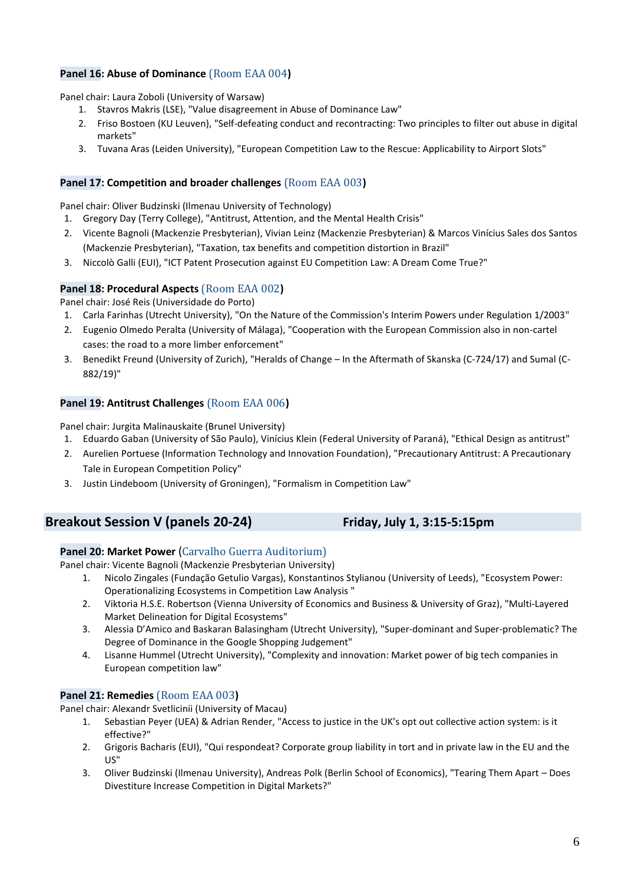### **Panel 16: Abuse of Dominance** (Room EAA 004)

Panel chair: Laura Zoboli (University of Warsaw)

1. Stavros Makris (LSE), "Value disagreement in Abuse of Dominance Law"
2. Friso Bostoen (KU Leuven), "Self-defeating conduct and recontracting: Two principles to filter out abuse in digital markets"
3. Tuvana Aras (Leiden University), "European Competition Law to the Rescue: Applicability to Airport Slots"

### **Panel 17: Competition and broader challenges** (Room EAA 003)

Panel chair: Oliver Budzinski (Ilmenau University of Technology)

1. Gregory Day (Terry College), "Antitrust, Attention, and the Mental Health Crisis"
2. Vicente Bagnoli (Mackenzie Presbyterian), Vivian Leinz (Mackenzie Presbyterian) & Marcos Vinícius Sales dos Santos (Mackenzie Presbyterian), "Taxation, tax benefits and competition distortion in Brazil"
3. Niccolò Galli (EUI), "ICT Patent Prosecution against EU Competition Law: A Dream Come True?"

### **Panel 18: Procedural Aspects** (Room EAA 002)

Panel chair: José Reis (Universidade do Porto)

1. Carla Farinhas (Utrecht University), "On the Nature of the Commission's Interim Powers under Regulation 1/2003"
2. Eugenio Olmedo Peralta (University of Málaga), "Cooperation with the European Commission also in non-cartel cases: the road to a more limber enforcement"
3. Benedikt Freund (University of Zurich), "Heralds of Change – In the Aftermath of Skanska (C-724/17) and Sumal (C-882/19)"

### **Panel 19: Antitrust Challenges** (Room EAA 006)

Panel chair: Jurgita Malinauskaite (Brunel University)

1. Eduardo Gaban (University of São Paulo), Vinícius Klein (Federal University of Paraná), "Ethical Design as antitrust"
2. Aurelien Portuese (Information Technology and Innovation Foundation), "Precautionary Antitrust: A Precautionary Tale in European Competition Policy"
3. Justin Lindeboom (University of Groningen), "Formalism in Competition Law"

## **Breakout Session V (panels 20-24)** Friday, July 1, 3:15-5:15pm

### **Panel 20: Market Power** (Carvalho Guerra Auditorium)

Panel chair: Vicente Bagnoli (Mackenzie Presbyterian University)

1. Nicolo Zingales (Fundação Getulio Vargas), Konstantinos Stylianou (University of Leeds), "Ecosystem Power: Operationalizing Ecosystems in Competition Law Analysis "
2. Viktoria H.S.E. Robertson (Vienna University of Economics and Business & University of Graz), "Multi-Layered Market Delineation for Digital Ecosystems"
3. Alessia D'Amico and Baskaran Balasingham (Utrecht University), "Super-dominant and Super-problematic? The Degree of Dominance in the Google Shopping Judgement"
4. Lisanne Hummel (Utrecht University), "Complexity and innovation: Market power of big tech companies in European competition law"

### **Panel 21: Remedies** (Room EAA 003)

Panel chair: Alexandr Svetlicinii (University of Macau)

1. Sebastian Peyer (UEA) & Adrian Render, "Access to justice in the UK's opt out collective action system: is it effective?"
2. Grigoris Bacharis (EUI), "Qui respondeat? Corporate group liability in tort and in private law in the EU and the US"
3. Oliver Budzinski (Ilmenau University), Andreas Polk (Berlin School of Economics), "Tearing Them Apart – Does Divestiture Increase Competition in Digital Markets?"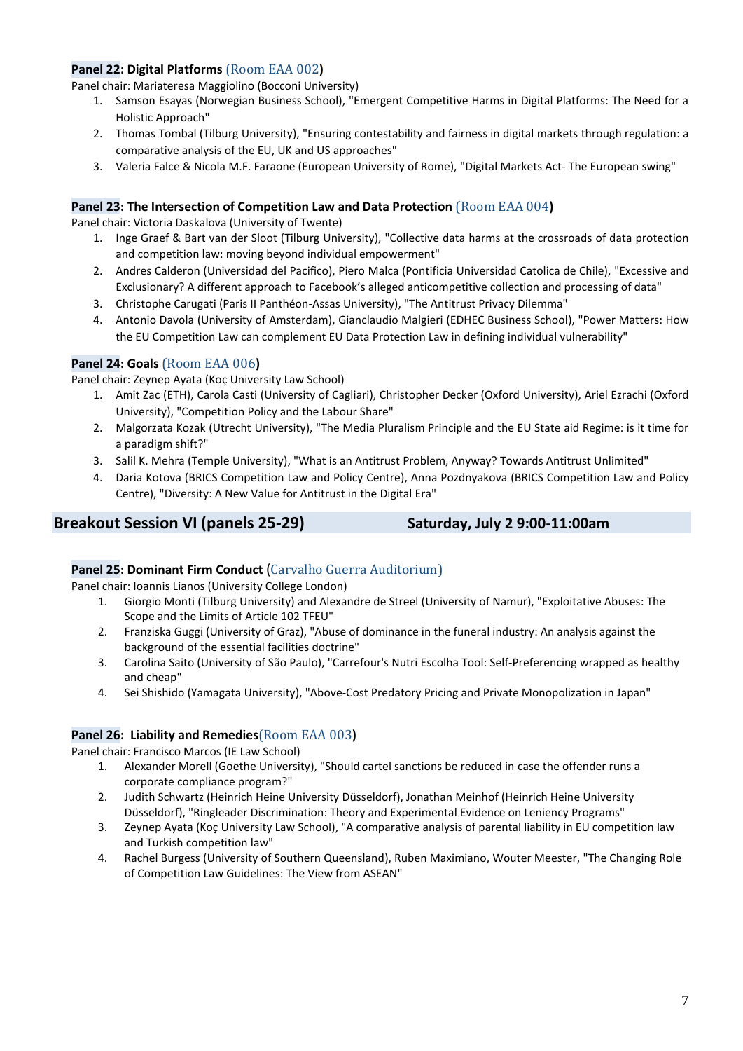**Panel 22: Digital Platforms** (Room EAA 002**)**

Panel chair: Mariateresa Maggiolino (Bocconi University)

1. Samson Esayas (Norwegian Business School), "Emergent Competitive Harms in Digital Platforms: The Need for a Holistic Approach"
2. Thomas Tombal (Tilburg University), "Ensuring contestability and fairness in digital markets through regulation: a comparative analysis of the EU, UK and US approaches"
3. Valeria Falce & Nicola M.F. Faraone (European University of Rome), "Digital Markets Act- The European swing"

**Panel 23: The Intersection of Competition Law and Data Protection** (Room EAA 004**)**

Panel chair: Victoria Daskalova (University of Twente)

1. Inge Graef & Bart van der Sloot (Tilburg University), "Collective data harms at the crossroads of data protection and competition law: moving beyond individual empowerment"
2. Andres Calderon (Universidad del Pacifico), Piero Malca (Pontificia Universidad Catolica de Chile), "Excessive and Exclusionary? A different approach to Facebook's alleged anticompetitive collection and processing of data"
3. Christophe Carugati (Paris II Panthéon-Assas University), "The Antitrust Privacy Dilemma"
4. Antonio Davola (University of Amsterdam), Gianclaudio Malgieri (EDHEC Business School), "Power Matters: How the EU Competition Law can complement EU Data Protection Law in defining individual vulnerability"

**Panel 24: Goals** (Room EAA 006**)**

Panel chair: Zeynep Ayata (Koç University Law School)

1. Amit Zac (ETH), Carola Casti (University of Cagliari), Christopher Decker (Oxford University), Ariel Ezrachi (Oxford University), "Competition Policy and the Labour Share"
2. Malgorzata Kozak (Utrecht University), "The Media Pluralism Principle and the EU State aid Regime: is it time for a paradigm shift?"
3. Salil K. Mehra (Temple University), "What is an Antitrust Problem, Anyway? Towards Antitrust Unlimited"
4. Daria Kotova (BRICS Competition Law and Policy Centre), Anna Pozdnyakova (BRICS Competition Law and Policy Centre), "Diversity: A New Value for Antitrust in the Digital Era"

## Breakout Session VI (panels 25-29) Saturday, July 2 9:00-11:00am

**Panel 25: Dominant Firm Conduct** (Carvalho Guerra Auditorium)

Panel chair: Ioannis Lianos (University College London)

1. Giorgio Monti (Tilburg University) and Alexandre de Streel (University of Namur), "Exploitative Abuses: The Scope and the Limits of Article 102 TFEU"
2. Franziska Guggi (University of Graz), "Abuse of dominance in the funeral industry: An analysis against the background of the essential facilities doctrine"
3. Carolina Saito (University of São Paulo), "Carrefour's Nutri Escolha Tool: Self-Preferencing wrapped as healthy and cheap"
4. Sei Shishido (Yamagata University), "Above-Cost Predatory Pricing and Private Monopolization in Japan"

**Panel 26: Liability and Remedies**(Room EAA 003**)**

Panel chair: Francisco Marcos (IE Law School)

1. Alexander Morell (Goethe University), "Should cartel sanctions be reduced in case the offender runs a corporate compliance program?"
2. Judith Schwartz (Heinrich Heine University Düsseldorf), Jonathan Meinhof (Heinrich Heine University Düsseldorf), "Ringleader Discrimination: Theory and Experimental Evidence on Leniency Programs"
3. Zeynep Ayata (Koç University Law School), "A comparative analysis of parental liability in EU competition law and Turkish competition law"
4. Rachel Burgess (University of Southern Queensland), Ruben Maximiano, Wouter Meester, "The Changing Role of Competition Law Guidelines: The View from ASEAN"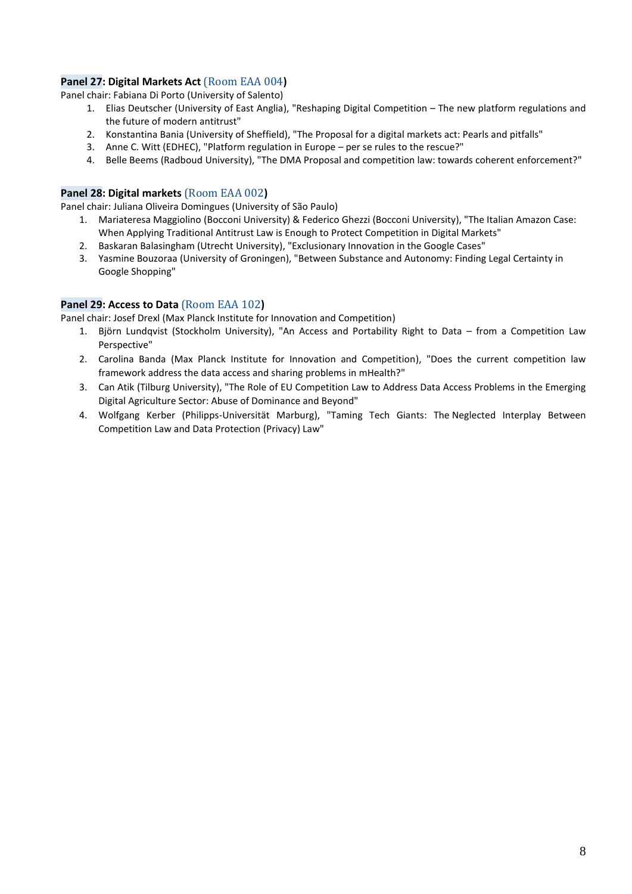**Panel 27: Digital Markets Act** (Room EAA 004)

Panel chair: Fabiana Di Porto (University of Salento)

1. Elias Deutscher (University of East Anglia), "Reshaping Digital Competition – The new platform regulations and the future of modern antitrust"
2. Konstantina Bania (University of Sheffield), "The Proposal for a digital markets act: Pearls and pitfalls"
3. Anne C. Witt (EDHEC), "Platform regulation in Europe – per se rules to the rescue?"
4. Belle Beems (Radboud University), "The DMA Proposal and competition law: towards coherent enforcement?"

**Panel 28: Digital markets** (Room EAA 002)

Panel chair: Juliana Oliveira Domingues (University of São Paulo)

1. Mariateresa Maggiolino (Bocconi University) & Federico Ghezzi (Bocconi University), "The Italian Amazon Case: When Applying Traditional Antitrust Law is Enough to Protect Competition in Digital Markets"
2. Baskaran Balasingham (Utrecht University), "Exclusionary Innovation in the Google Cases"
3. Yasmine Bouzoraa (University of Groningen), "Between Substance and Autonomy: Finding Legal Certainty in Google Shopping"

**Panel 29: Access to Data** (Room EAA 102)

Panel chair: Josef Drexl (Max Planck Institute for Innovation and Competition)

1. Björn Lundqvist (Stockholm University), "An Access and Portability Right to Data – from a Competition Law Perspective"
2. Carolina Banda (Max Planck Institute for Innovation and Competition), "Does the current competition law framework address the data access and sharing problems in mHealth?"
3. Can Atik (Tilburg University), "The Role of EU Competition Law to Address Data Access Problems in the Emerging Digital Agriculture Sector: Abuse of Dominance and Beyond"
4. Wolfgang Kerber (Philipps-Universität Marburg), "Taming Tech Giants: The Neglected Interplay Between Competition Law and Data Protection (Privacy) Law"